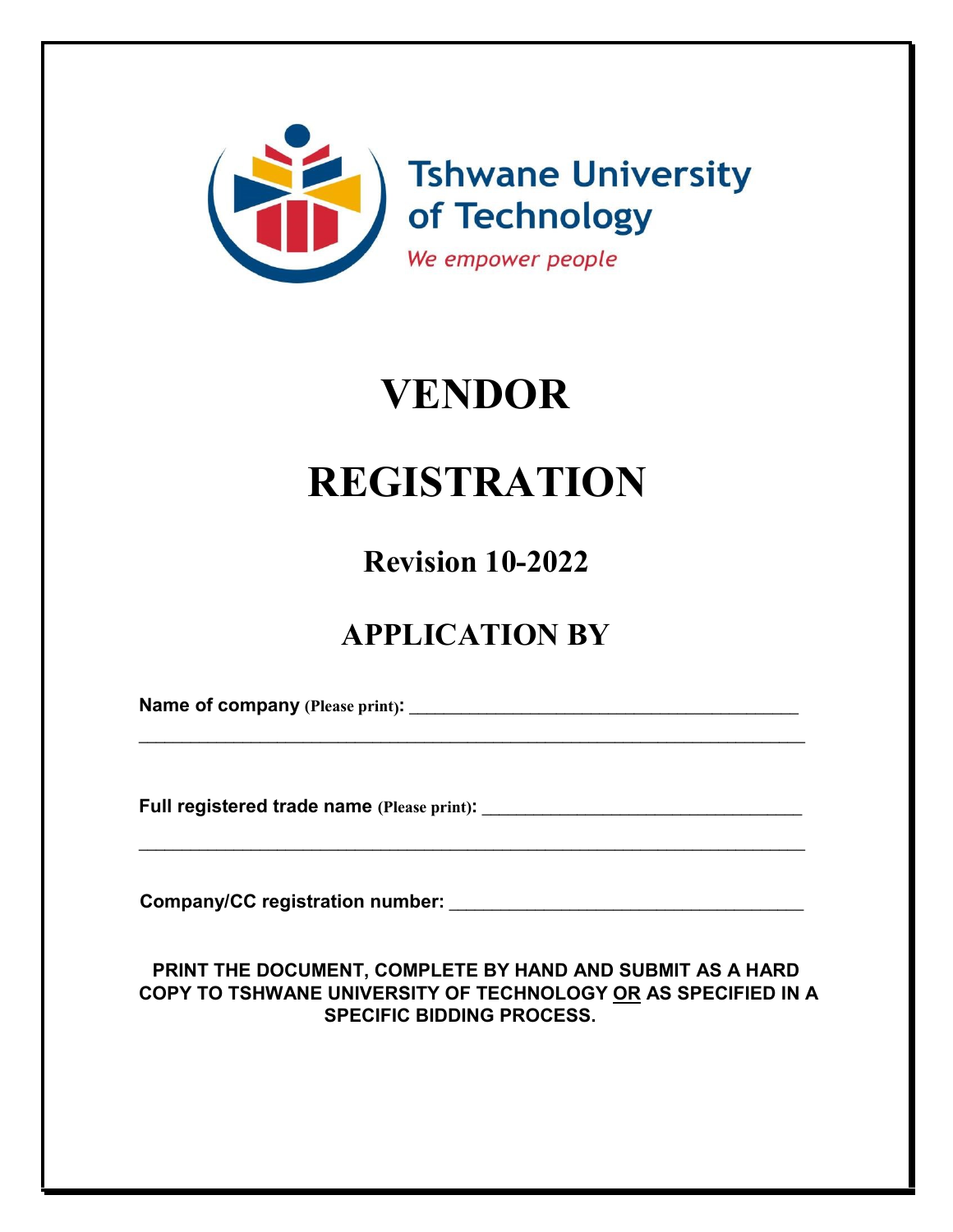Tshwane University of Technology

*We empower people*

# VENDOR

# REGISTRATION

## Revision 10-2022

## APPLICATION BY

**Name of company** **(Please print):** ________________________________________

________________________________________________________________

**Full registered trade name** **(Please print):** ________________________________

________________________________________________________________

**Company/CC registration number:** ________________________________

**PRINT THE DOCUMENT, COMPLETE BY HAND AND SUBMIT AS A HARD COPY TO TSHWANE UNIVERSITY OF TECHNOLOGY OR AS SPECIFIED IN A SPECIFIC BIDDING PROCESS.**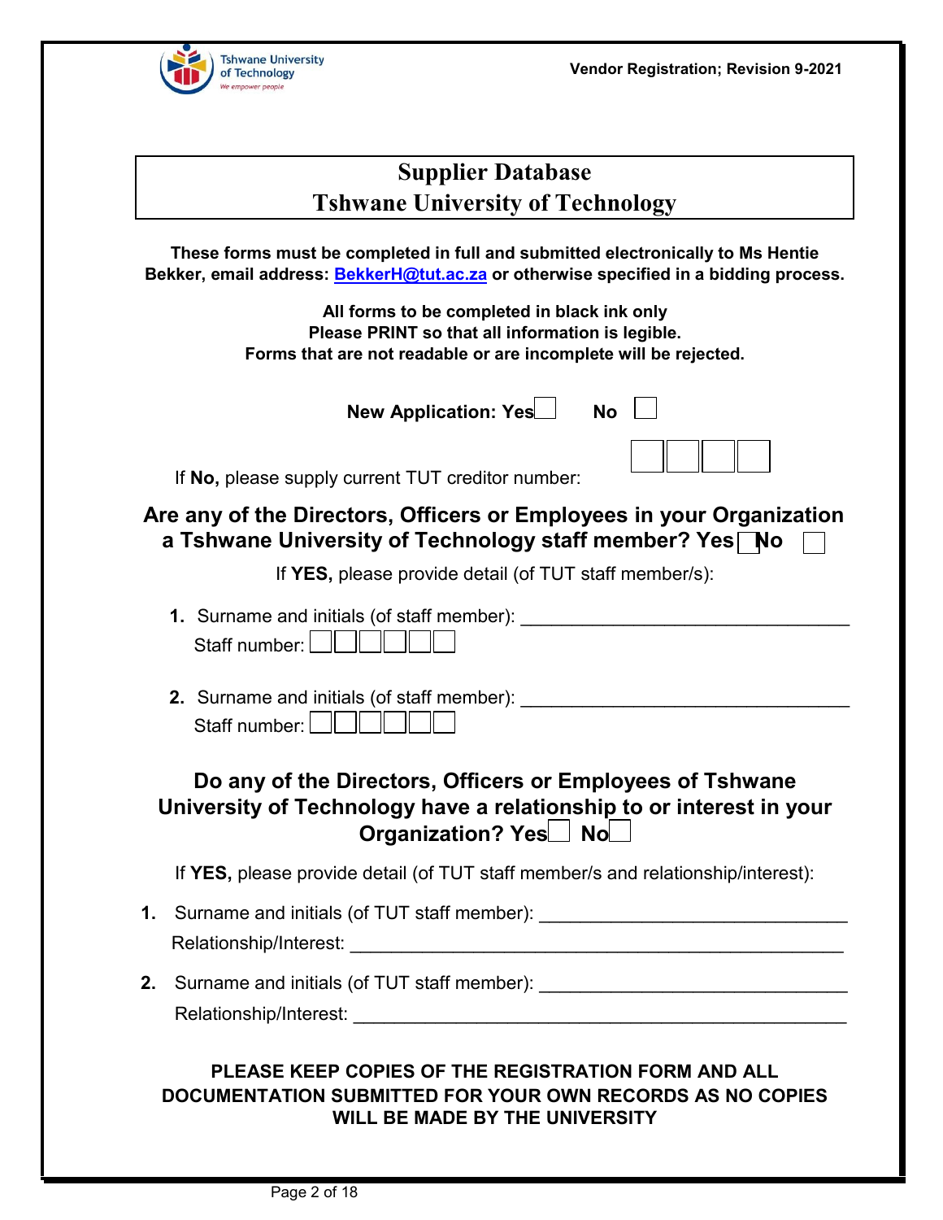# Supplier Database
# Tshwane University of Technology

**These forms must be completed in full and submitted electronically to Ms Hentie Bekker, email address: BekkerH@tut.ac.za or otherwise specified in a bidding process.**

**All forms to be completed in black ink only**
**Please PRINT so that all information is legible.**
**Forms that are not readable or are incomplete will be rejected.**

**New Application: Yes** ☐ **No** ☐

If **No,** please supply current TUT creditor number: ☐☐☐☐

## Are any of the Directors, Officers or Employees in your Organization a Tshwane University of Technology staff member? Yes ☐ No ☐

If **YES,** please provide detail (of TUT staff member/s):

1. Surname and initials (of staff member): ________________________________
   Staff number: ☐☐☐☐☐☐

2. Surname and initials (of staff member): ________________________________
   Staff number: ☐☐☐☐☐☐

## Do any of the Directors, Officers or Employees of Tshwane University of Technology have a relationship to or interest in your Organization? Yes ☐ No ☐

If **YES,** please provide detail (of TUT staff member/s and relationship/interest):

1. Surname and initials (of TUT staff member): ______________________________
   Relationship/Interest: ________________________________________________

2. Surname and initials (of TUT staff member): ______________________________
   Relationship/Interest: ________________________________________________

**PLEASE KEEP COPIES OF THE REGISTRATION FORM AND ALL DOCUMENTATION SUBMITTED FOR YOUR OWN RECORDS AS NO COPIES WILL BE MADE BY THE UNIVERSITY**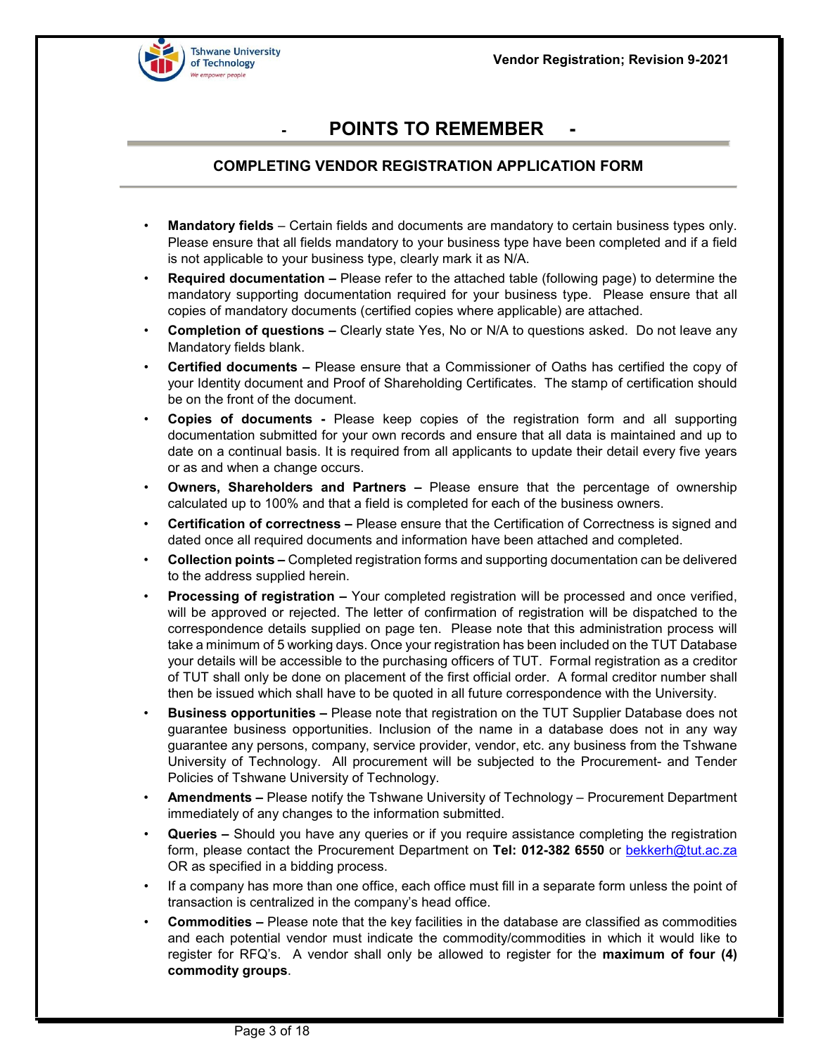# - POINTS TO REMEMBER -

## COMPLETING VENDOR REGISTRATION APPLICATION FORM

- **Mandatory fields** – Certain fields and documents are mandatory to certain business types only. Please ensure that all fields mandatory to your business type have been completed and if a field is not applicable to your business type, clearly mark it as N/A.
- **Required documentation –** Please refer to the attached table (following page) to determine the mandatory supporting documentation required for your business type. Please ensure that all copies of mandatory documents (certified copies where applicable) are attached.
- **Completion of questions –** Clearly state Yes, No or N/A to questions asked. Do not leave any Mandatory fields blank.
- **Certified documents –** Please ensure that a Commissioner of Oaths has certified the copy of your Identity document and Proof of Shareholding Certificates. The stamp of certification should be on the front of the document.
- **Copies of documents -** Please keep copies of the registration form and all supporting documentation submitted for your own records and ensure that all data is maintained and up to date on a continual basis. It is required from all applicants to update their detail every five years or as and when a change occurs.
- **Owners, Shareholders and Partners –** Please ensure that the percentage of ownership calculated up to 100% and that a field is completed for each of the business owners.
- **Certification of correctness –** Please ensure that the Certification of Correctness is signed and dated once all required documents and information have been attached and completed.
- **Collection points –** Completed registration forms and supporting documentation can be delivered to the address supplied herein.
- **Processing of registration –** Your completed registration will be processed and once verified, will be approved or rejected. The letter of confirmation of registration will be dispatched to the correspondence details supplied on page ten. Please note that this administration process will take a minimum of 5 working days. Once your registration has been included on the TUT Database your details will be accessible to the purchasing officers of TUT. Formal registration as a creditor of TUT shall only be done on placement of the first official order. A formal creditor number shall then be issued which shall have to be quoted in all future correspondence with the University.
- **Business opportunities –** Please note that registration on the TUT Supplier Database does not guarantee business opportunities. Inclusion of the name in a database does not in any way guarantee any persons, company, service provider, vendor, etc. any business from the Tshwane University of Technology. All procurement will be subjected to the Procurement- and Tender Policies of Tshwane University of Technology.
- **Amendments –** Please notify the Tshwane University of Technology – Procurement Department immediately of any changes to the information submitted.
- **Queries –** Should you have any queries or if you require assistance completing the registration form, please contact the Procurement Department on **Tel: 012-382 6550** or bekkerh@tut.ac.za OR as specified in a bidding process.
- If a company has more than one office, each office must fill in a separate form unless the point of transaction is centralized in the company's head office.
- **Commodities –** Please note that the key facilities in the database are classified as commodities and each potential vendor must indicate the commodity/commodities in which it would like to register for RFQ's. A vendor shall only be allowed to register for the **maximum of four (4) commodity groups**.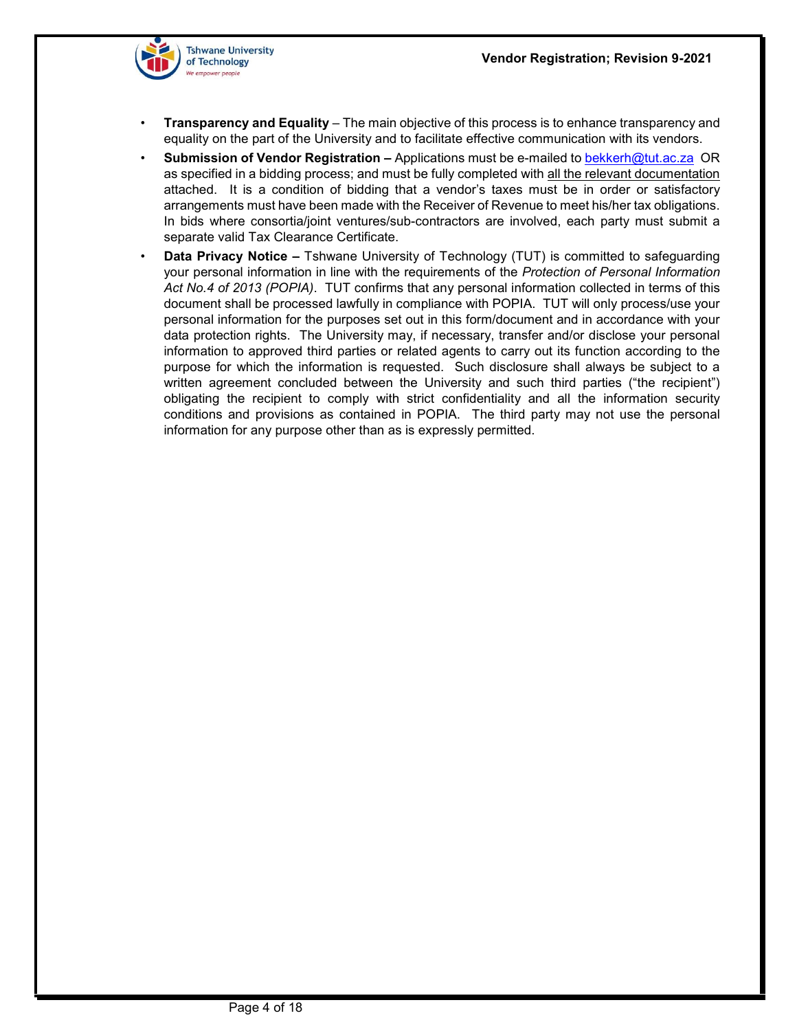- **Transparency and Equality** – The main objective of this process is to enhance transparency and equality on the part of the University and to facilitate effective communication with its vendors.
- **Submission of Vendor Registration –** Applications must be e-mailed to bekkerh@tut.ac.za OR as specified in a bidding process; and must be fully completed with all the relevant documentation attached. It is a condition of bidding that a vendor's taxes must be in order or satisfactory arrangements must have been made with the Receiver of Revenue to meet his/her tax obligations. In bids where consortia/joint ventures/sub-contractors are involved, each party must submit a separate valid Tax Clearance Certificate.
- **Data Privacy Notice –** Tshwane University of Technology (TUT) is committed to safeguarding your personal information in line with the requirements of the *Protection of Personal Information Act No.4 of 2013 (POPIA)*. TUT confirms that any personal information collected in terms of this document shall be processed lawfully in compliance with POPIA. TUT will only process/use your personal information for the purposes set out in this form/document and in accordance with your data protection rights. The University may, if necessary, transfer and/or disclose your personal information to approved third parties or related agents to carry out its function according to the purpose for which the information is requested. Such disclosure shall always be subject to a written agreement concluded between the University and such third parties ("the recipient") obligating the recipient to comply with strict confidentiality and all the information security conditions and provisions as contained in POPIA. The third party may not use the personal information for any purpose other than as is expressly permitted.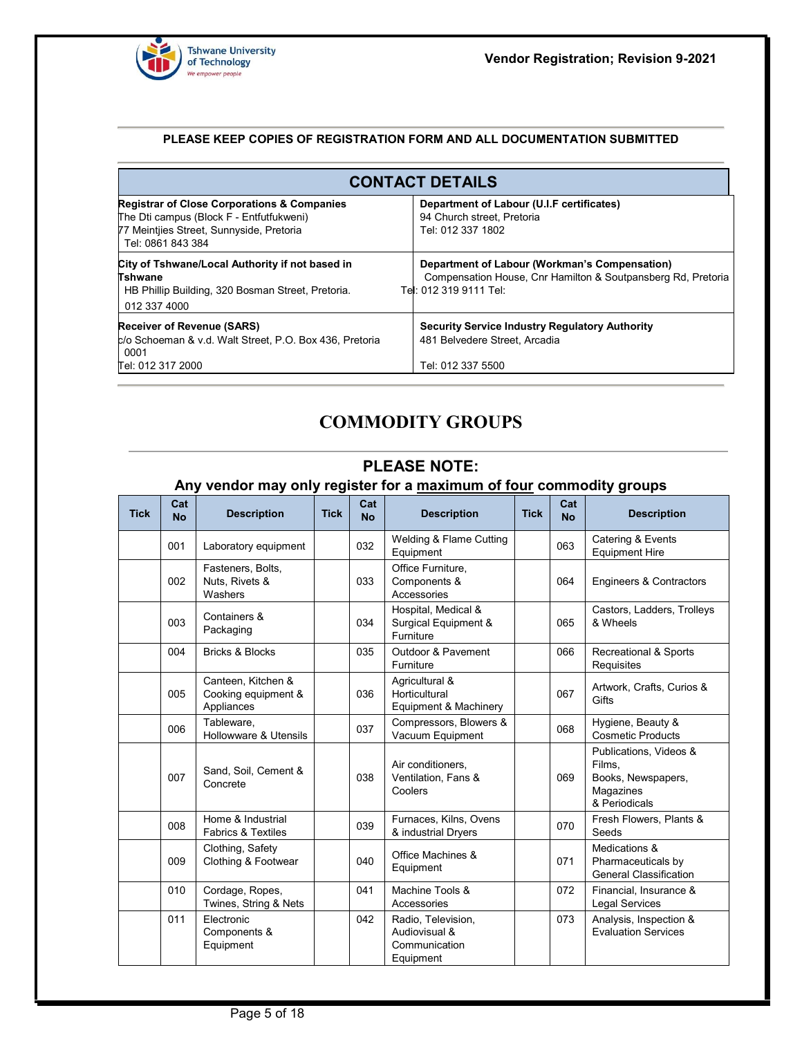**PLEASE KEEP COPIES OF REGISTRATION FORM AND ALL DOCUMENTATION SUBMITTED**

## CONTACT DETAILS

| | |
|---|---|
| **Registrar of Close Corporations & Companies**<br>The Dti campus (Block F - Entfutfukweni)<br>77 Meintjies Street, Sunnyside, Pretoria<br>Tel: 0861 843 384 | **Department of Labour (U.I.F certificates)**<br>94 Church street, Pretoria<br>Tel: 012 337 1802 |
| **City of Tshwane/Local Authority if not based in Tshwane**<br>HB Phillip Building, 320 Bosman Street, Pretoria.<br>012 337 4000 | **Department of Labour (Workman's Compensation)**<br>Compensation House, Cnr Hamilton & Soutpansberg Rd, Pretoria<br>Tel: 012 319 9111 Tel: |
| **Receiver of Revenue (SARS)**<br>c/o Schoeman & v.d. Walt Street, P.O. Box 436, Pretoria<br>0001<br>Tel: 012 317 2000 | **Security Service Industry Regulatory Authority**<br>481 Belvedere Street, Arcadia<br>Tel: 012 337 5500 |

# COMMODITY GROUPS

## PLEASE NOTE:

### Any vendor may only register for a maximum of four commodity groups

| Tick | Cat No | Description | Tick | Cat No | Description | Tick | Cat No | Description |
|---|---|---|---|---|---|---|---|---|
| | 001 | Laboratory equipment | | 032 | Welding & Flame Cutting Equipment | | 063 | Catering & Events Equipment Hire |
| | 002 | Fasteners, Bolts, Nuts, Rivets & Washers | | 033 | Office Furniture, Components & Accessories | | 064 | Engineers & Contractors |
| | 003 | Containers & Packaging | | 034 | Hospital, Medical & Surgical Equipment & Furniture | | 065 | Castors, Ladders, Trolleys & Wheels |
| | 004 | Bricks & Blocks | | 035 | Outdoor & Pavement Furniture | | 066 | Recreational & Sports Requisites |
| | 005 | Canteen, Kitchen & Cooking equipment & Appliances | | 036 | Agricultural & Horticultural Equipment & Machinery | | 067 | Artwork, Crafts, Curios & Gifts |
| | 006 | Tableware, Hollowware & Utensils | | 037 | Compressors, Blowers & Vacuum Equipment | | 068 | Hygiene, Beauty & Cosmetic Products |
| | 007 | Sand, Soil, Cement & Concrete | | 038 | Air conditioners, Ventilation, Fans & Coolers | | 069 | Publications, Videos & Films, Books, Newspapers, Magazines & Periodicals |
| | 008 | Home & Industrial Fabrics & Textiles | | 039 | Furnaces, Kilns, Ovens & industrial Dryers | | 070 | Fresh Flowers, Plants & Seeds |
| | 009 | Clothing, Safety Clothing & Footwear | | 040 | Office Machines & Equipment | | 071 | Medications & Pharmaceuticals by General Classification |
| | 010 | Cordage, Ropes, Twines, String & Nets | | 041 | Machine Tools & Accessories | | 072 | Financial, Insurance & Legal Services |
| | 011 | Electronic Components & Equipment | | 042 | Radio, Television, Audiovisual & Communication Equipment | | 073 | Analysis, Inspection & Evaluation Services |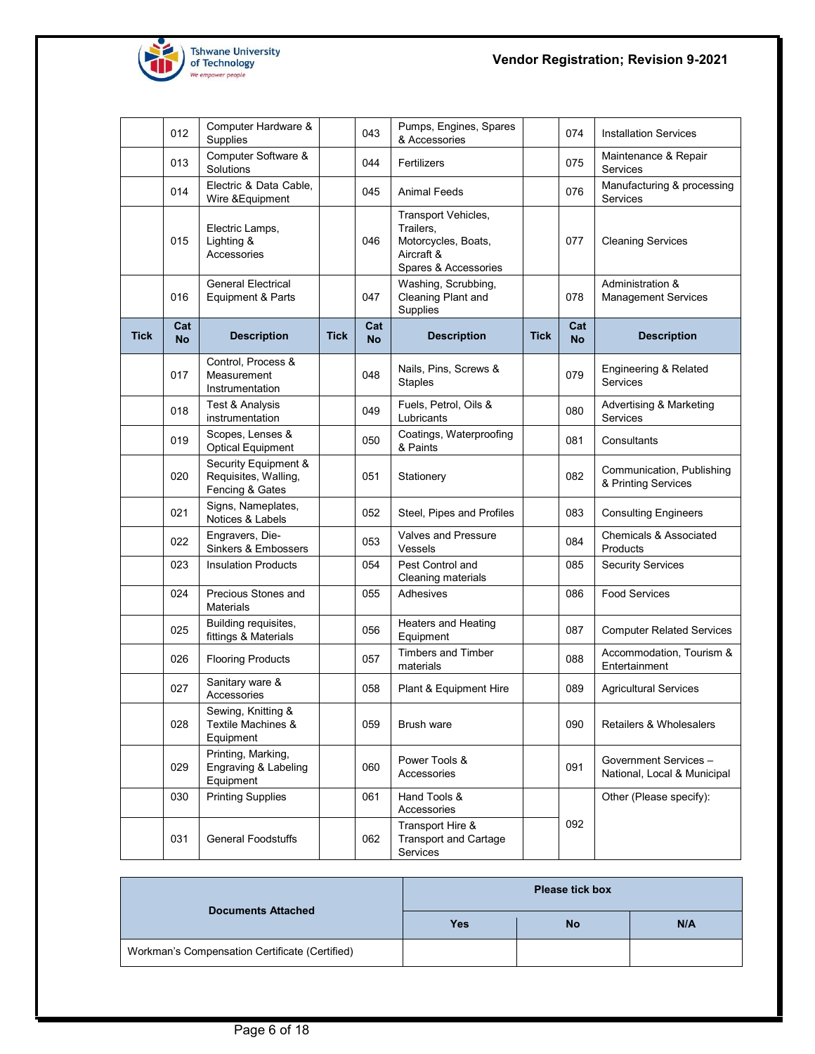| Tick | Cat No | Description | Tick | Cat No | Description | Tick | Cat No | Description |
|---|---|---|---|---|---|---|---|---|
| | 012 | Computer Hardware & Supplies | | 043 | Pumps, Engines, Spares & Accessories | | 074 | Installation Services |
| | 013 | Computer Software & Solutions | | 044 | Fertilizers | | 075 | Maintenance & Repair Services |
| | 014 | Electric & Data Cable, Wire &Equipment | | 045 | Animal Feeds | | 076 | Manufacturing & processing Services |
| | 015 | Electric Lamps, Lighting & Accessories | | 046 | Transport Vehicles, Trailers, Motorcycles, Boats, Aircraft & Spares & Accessories | | 077 | Cleaning Services |
| | 016 | General Electrical Equipment & Parts | | 047 | Washing, Scrubbing, Cleaning Plant and Supplies | | 078 | Administration & Management Services |
| **Tick** | **Cat No** | **Description** | **Tick** | **Cat No** | **Description** | **Tick** | **Cat No** | **Description** |
| | 017 | Control, Process & Measurement Instrumentation | | 048 | Nails, Pins, Screws & Staples | | 079 | Engineering & Related Services |
| | 018 | Test & Analysis instrumentation | | 049 | Fuels, Petrol, Oils & Lubricants | | 080 | Advertising & Marketing Services |
| | 019 | Scopes, Lenses & Optical Equipment | | 050 | Coatings, Waterproofing & Paints | | 081 | Consultants |
| | 020 | Security Equipment & Requisites, Walling, Fencing & Gates | | 051 | Stationery | | 082 | Communication, Publishing & Printing Services |
| | 021 | Signs, Nameplates, Notices & Labels | | 052 | Steel, Pipes and Profiles | | 083 | Consulting Engineers |
| | 022 | Engravers, Die-Sinkers & Embossers | | 053 | Valves and Pressure Vessels | | 084 | Chemicals & Associated Products |
| | 023 | Insulation Products | | 054 | Pest Control and Cleaning materials | | 085 | Security Services |
| | 024 | Precious Stones and Materials | | 055 | Adhesives | | 086 | Food Services |
| | 025 | Building requisites, fittings & Materials | | 056 | Heaters and Heating Equipment | | 087 | Computer Related Services |
| | 026 | Flooring Products | | 057 | Timbers and Timber materials | | 088 | Accommodation, Tourism & Entertainment |
| | 027 | Sanitary ware & Accessories | | 058 | Plant & Equipment Hire | | 089 | Agricultural Services |
| | 028 | Sewing, Knitting & Textile Machines & Equipment | | 059 | Brush ware | | 090 | Retailers & Wholesalers |
| | 029 | Printing, Marking, Engraving & Labeling Equipment | | 060 | Power Tools & Accessories | | 091 | Government Services – National, Local & Municipal |
| | 030 | Printing Supplies | | 061 | Hand Tools & Accessories | | 092 | Other (Please specify): |
| | 031 | General Foodstuffs | | 062 | Transport Hire & Transport and Cartage Services | | | |

| Documents Attached | Please tick box | | |
|---|---|---|---|
| | Yes | No | N/A |
| Workman's Compensation Certificate (Certified) | | | |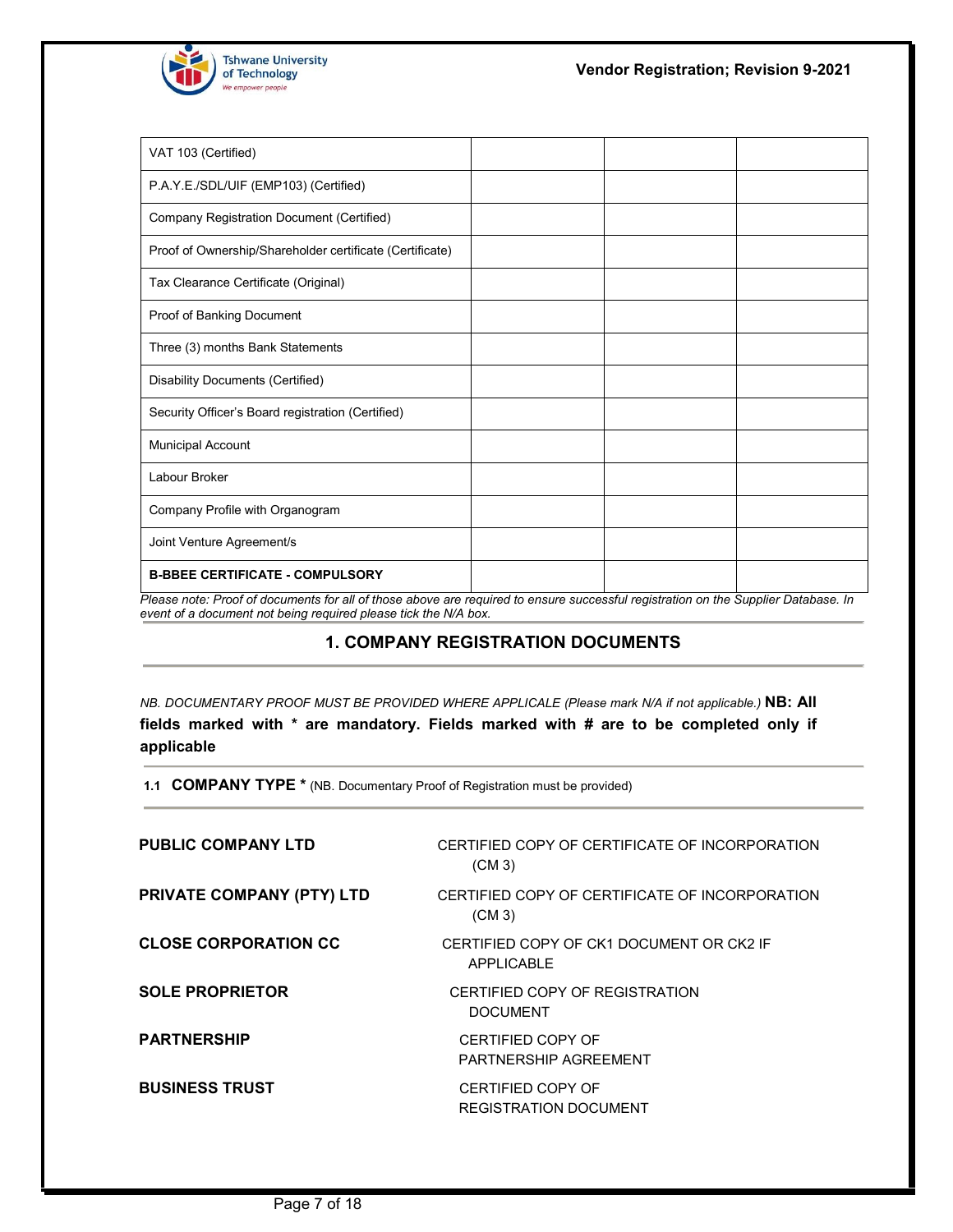| | | | |
|---|---|---|---|
| VAT 103 (Certified) | | | |
| P.A.Y.E./SDL/UIF (EMP103) (Certified) | | | |
| Company Registration Document (Certified) | | | |
| Proof of Ownership/Shareholder certificate (Certificate) | | | |
| Tax Clearance Certificate (Original) | | | |
| Proof of Banking Document | | | |
| Three (3) months Bank Statements | | | |
| Disability Documents (Certified) | | | |
| Security Officer's Board registration (Certified) | | | |
| Municipal Account | | | |
| Labour Broker | | | |
| Company Profile with Organogram | | | |
| Joint Venture Agreement/s | | | |
| **B-BBEE CERTIFICATE - COMPULSORY** | | | |

*Please note: Proof of documents for all of those above are required to ensure successful registration on the Supplier Database. In event of a document not being required please tick the N/A box.*

## 1. COMPANY REGISTRATION DOCUMENTS

*NB. DOCUMENTARY PROOF MUST BE PROVIDED WHERE APPLICALE (Please mark N/A if not applicable.)* **NB: All fields marked with * are mandatory. Fields marked with # are to be completed only if applicable**

### 1.1 COMPANY TYPE * (NB. Documentary Proof of Registration must be provided)

| | |
|---|---|
| **PUBLIC COMPANY LTD** | CERTIFIED COPY OF CERTIFICATE OF INCORPORATION (CM 3) |
| **PRIVATE COMPANY (PTY) LTD** | CERTIFIED COPY OF CERTIFICATE OF INCORPORATION (CM 3) |
| **CLOSE CORPORATION CC** | CERTIFIED COPY OF CK1 DOCUMENT OR CK2 IF APPLICABLE |
| **SOLE PROPRIETOR** | CERTIFIED COPY OF REGISTRATION DOCUMENT |
| **PARTNERSHIP** | CERTIFIED COPY OF PARTNERSHIP AGREEMENT |
| **BUSINESS TRUST** | CERTIFIED COPY OF REGISTRATION DOCUMENT |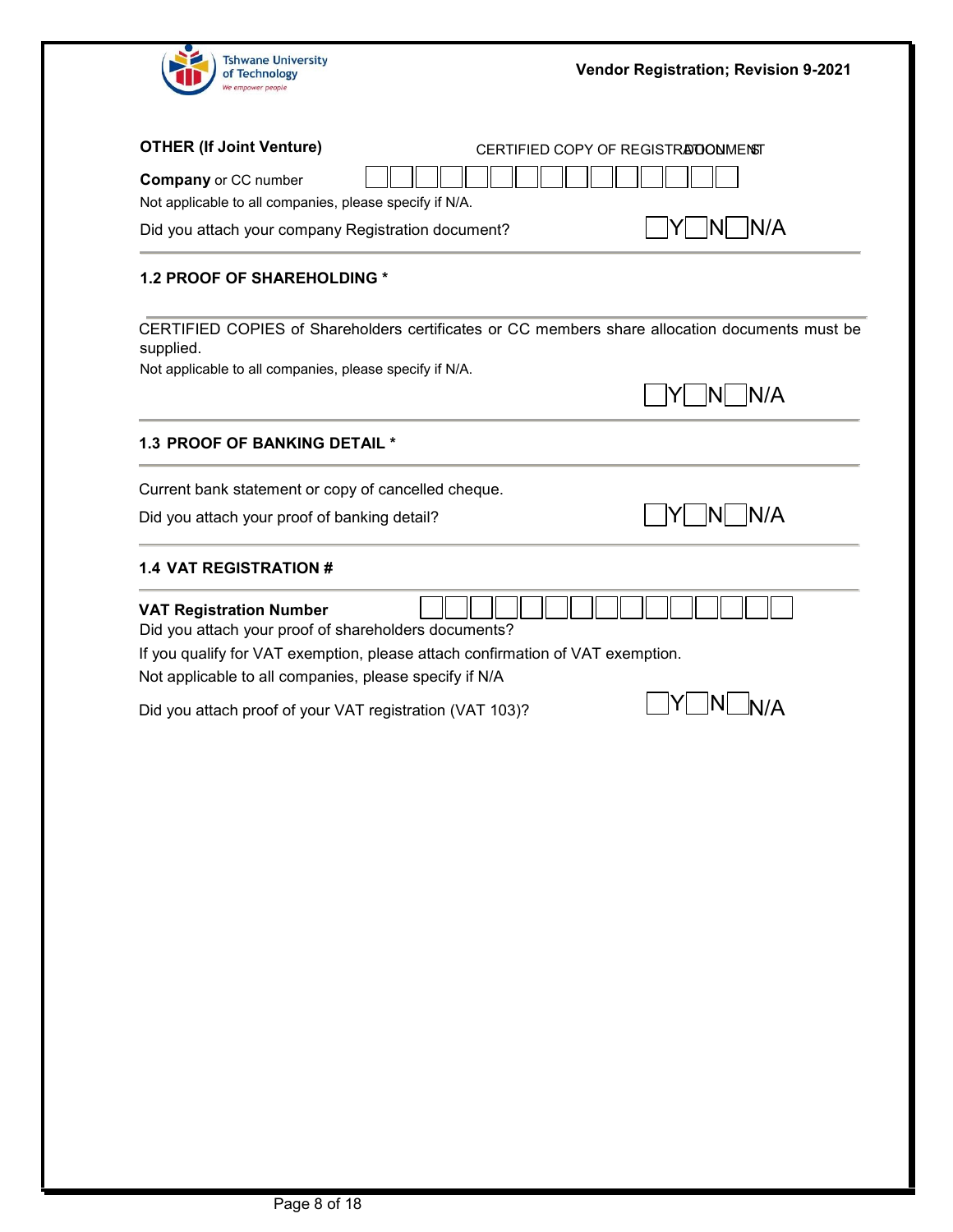**OTHER (If Joint Venture)**

CERTIFIED COPY OF REGISTRATION DOCUMENT

**Company** or CC number ☐☐☐☐☐☐☐☐☐☐☐☐☐☐☐

Not applicable to all companies, please specify if N/A.

Did you attach your company Registration document? ☐Y ☐N ☐N/A

### 1.2 PROOF OF SHAREHOLDING *

CERTIFIED COPIES of Shareholders certificates or CC members share allocation documents must be supplied.

Not applicable to all companies, please specify if N/A.

☐Y ☐N ☐N/A

### 1.3 PROOF OF BANKING DETAIL *

Current bank statement or copy of cancelled cheque.

Did you attach your proof of banking detail? ☐Y ☐N ☐N/A

### 1.4 VAT REGISTRATION #

**VAT Registration Number** ☐☐☐☐☐☐☐☐☐☐☐☐☐☐☐

Did you attach your proof of shareholders documents?

If you qualify for VAT exemption, please attach confirmation of VAT exemption.

Not applicable to all companies, please specify if N/A

Did you attach proof of your VAT registration (VAT 103)? ☐Y ☐N ☐N/A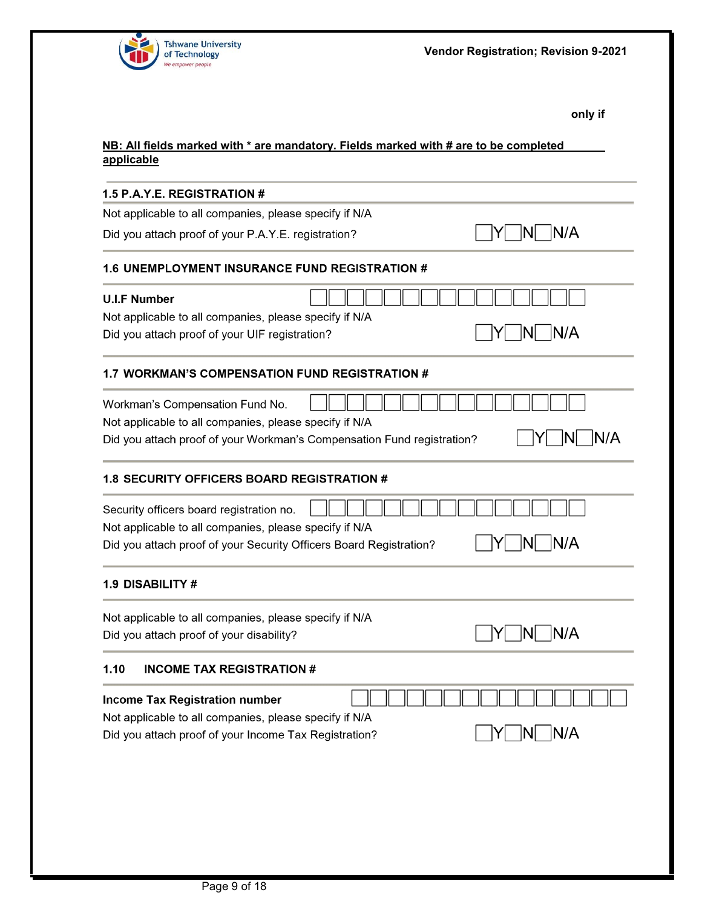**NB: All fields marked with * are mandatory. Fields marked with # are to be completed only if applicable**

## 1.5 P.A.Y.E. REGISTRATION #

Not applicable to all companies, please specify if N/A

Did you attach proof of your P.A.Y.E. registration? ☐Y ☐N ☐N/A

## 1.6 UNEMPLOYMENT INSURANCE FUND REGISTRATION #

**U.I.F Number** ☐☐☐☐☐☐☐☐☐☐☐☐☐☐☐

Not applicable to all companies, please specify if N/A

Did you attach proof of your UIF registration? ☐Y ☐N ☐N/A

## 1.7 WORKMAN'S COMPENSATION FUND REGISTRATION #

Workman's Compensation Fund No. ☐☐☐☐☐☐☐☐☐☐☐☐☐☐☐

Not applicable to all companies, please specify if N/A

Did you attach proof of your Workman's Compensation Fund registration? ☐Y ☐N ☐N/A

## 1.8 SECURITY OFFICERS BOARD REGISTRATION #

Security officers board registration no. ☐☐☐☐☐☐☐☐☐☐☐☐☐☐☐

Not applicable to all companies, please specify if N/A

Did you attach proof of your Security Officers Board Registration? ☐Y ☐N ☐N/A

## 1.9 DISABILITY #

Not applicable to all companies, please specify if N/A

Did you attach proof of your disability? ☐Y ☐N ☐N/A

## 1.10 INCOME TAX REGISTRATION #

**Income Tax Registration number** ☐☐☐☐☐☐☐☐☐☐☐☐☐☐☐

Not applicable to all companies, please specify if N/A

Did you attach proof of your Income Tax Registration? ☐Y ☐N ☐N/A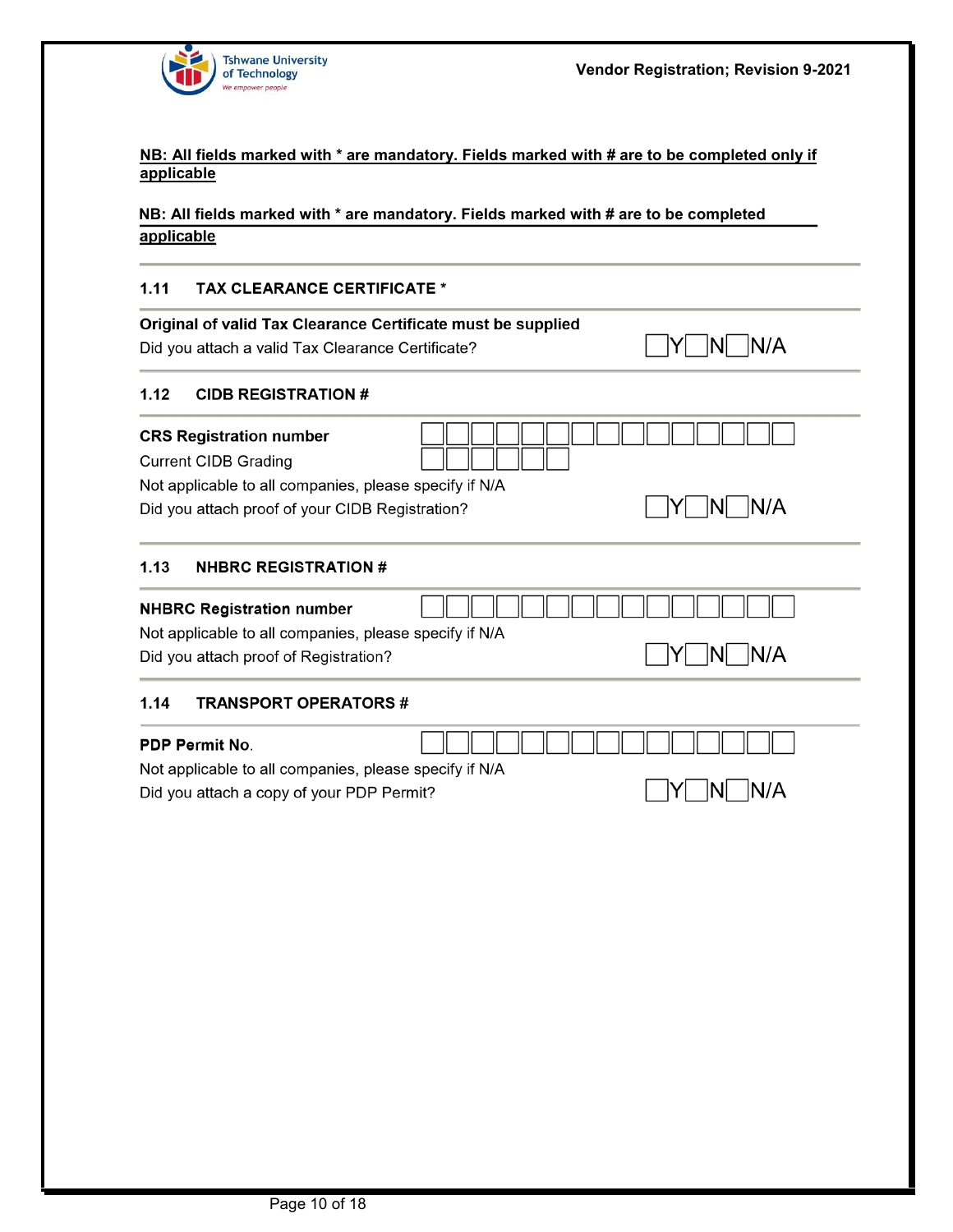**NB: All fields marked with * are mandatory. Fields marked with # are to be completed only if applicable**

**NB: All fields marked with * are mandatory. Fields marked with # are to be completed applicable**

### 1.11 TAX CLEARANCE CERTIFICATE *

**Original of valid Tax Clearance Certificate must be supplied**

Did you attach a valid Tax Clearance Certificate? ☐Y ☐N ☐N/A

### 1.12 CIDB REGISTRATION #

**CRS Registration number** ☐☐☐☐☐☐☐☐☐☐☐☐☐☐☐

Current CIDB Grading ☐☐☐☐☐☐

Not applicable to all companies, please specify if N/A

Did you attach proof of your CIDB Registration? ☐Y ☐N ☐N/A

### 1.13 NHBRC REGISTRATION #

**NHBRC Registration number** ☐☐☐☐☐☐☐☐☐☐☐☐☐☐☐

Not applicable to all companies, please specify if N/A

Did you attach proof of Registration? ☐Y ☐N ☐N/A

### 1.14 TRANSPORT OPERATORS #

**PDP Permit No.** ☐☐☐☐☐☐☐☐☐☐☐☐☐☐☐

Not applicable to all companies, please specify if N/A

Did you attach a copy of your PDP Permit? ☐Y ☐N ☐N/A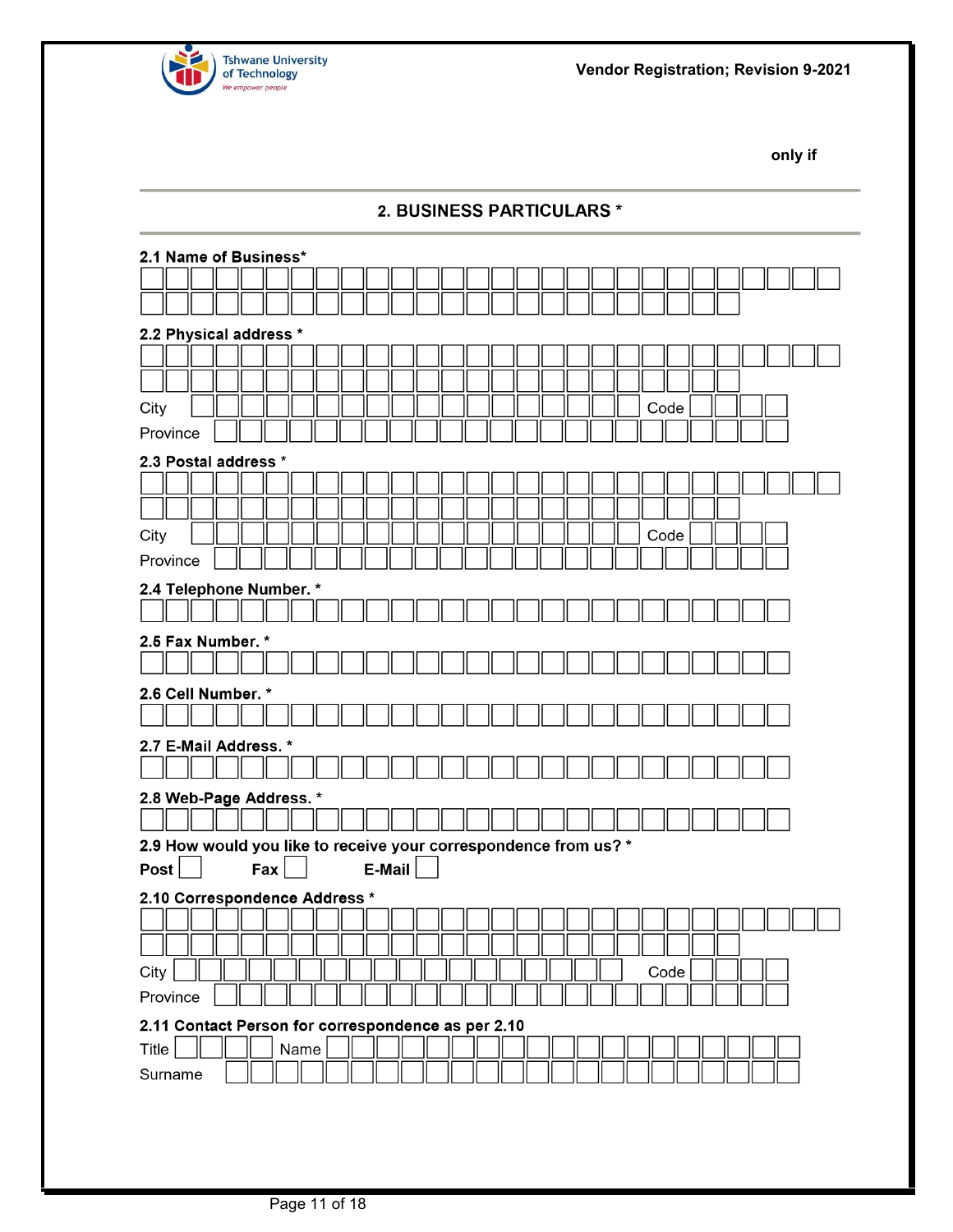only if

## 2. BUSINESS PARTICULARS *

**2.1 Name of Business***

**2.2 Physical address ***

City Code

Province

**2.3 Postal address ***

City Code

Province

**2.4 Telephone Number. ***

**2.5 Fax Number. ***

**2.6 Cell Number. ***

**2.7 E-Mail Address. ***

**2.8 Web-Page Address. ***

**2.9 How would you like to receive your correspondence from us? ***

**Post** ☐ **Fax** ☐ **E-Mail** ☐

**2.10 Correspondence Address ***

City Code

Province

**2.11 Contact Person for correspondence as per 2.10**

Title Name

Surname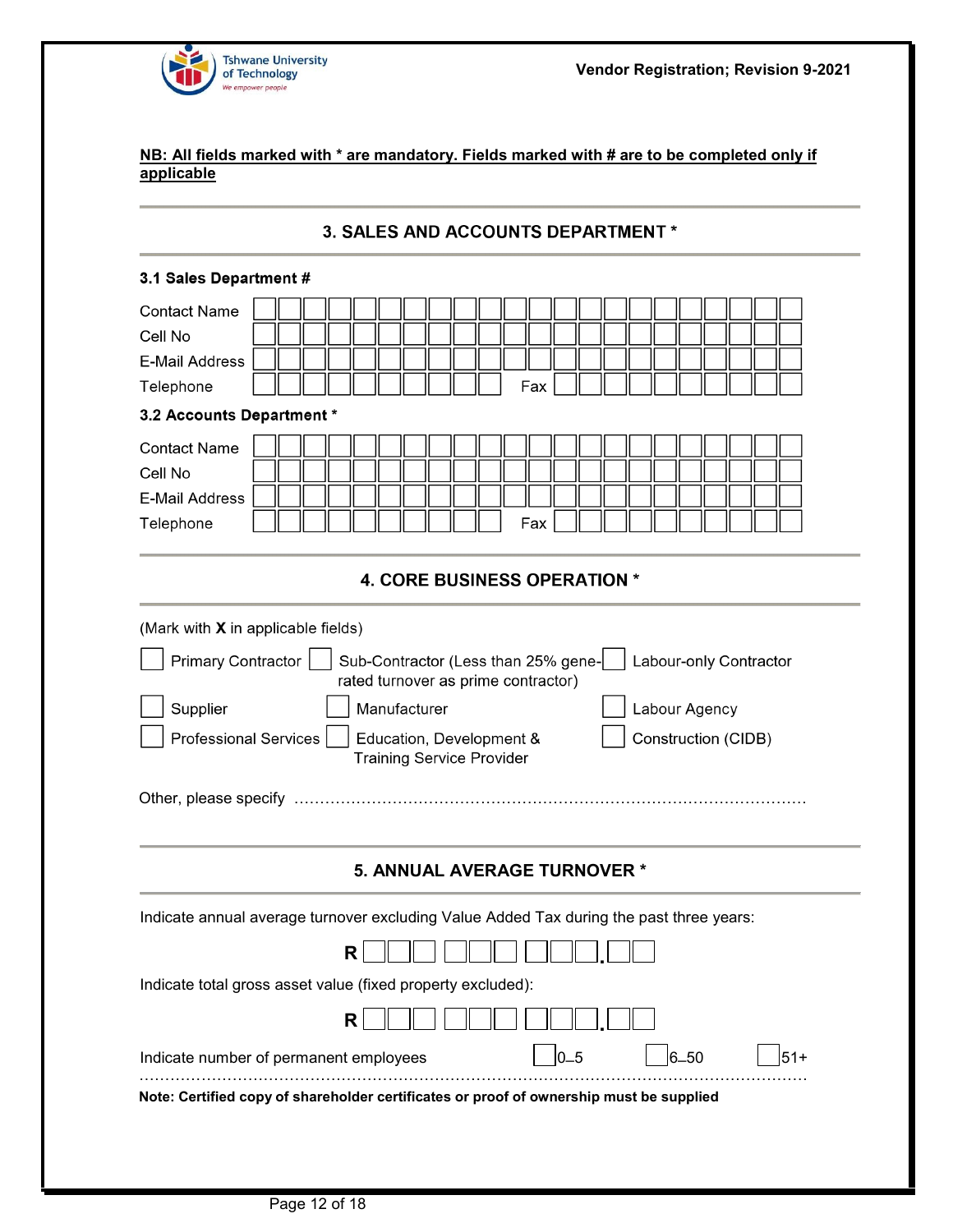**NB: All fields marked with * are mandatory. Fields marked with # are to be completed only if applicable**

## 3. SALES AND ACCOUNTS DEPARTMENT *

### 3.1 Sales Department #

Contact Name

Cell No

E-Mail Address

Telephone                                        Fax

### 3.2 Accounts Department *

Contact Name

Cell No

E-Mail Address

Telephone                                        Fax

## 4. CORE BUSINESS OPERATION *

(Mark with **X** in applicable fields)

- ☐ Primary Contractor
- ☐ Sub-Contractor (Less than 25% generated turnover as prime contractor)
- ☐ Labour-only Contractor
- ☐ Supplier
- ☐ Manufacturer
- ☐ Labour Agency
- ☐ Professional Services
- ☐ Education, Development & Training Service Provider
- ☐ Construction (CIDB)

Other, please specify ……………………………………………………………………………………

## 5. ANNUAL AVERAGE TURNOVER *

Indicate annual average turnover excluding Value Added Tax during the past three years:

**R** ___ ___ ___ . __

Indicate total gross asset value (fixed property excluded):

**R** ___ ___ ___ . __

Indicate number of permanent employees ☐ 0–5 ☐ 6–50 ☐ 51+

……………………………………………………………………………………………………………

**Note: Certified copy of shareholder certificates or proof of ownership must be supplied**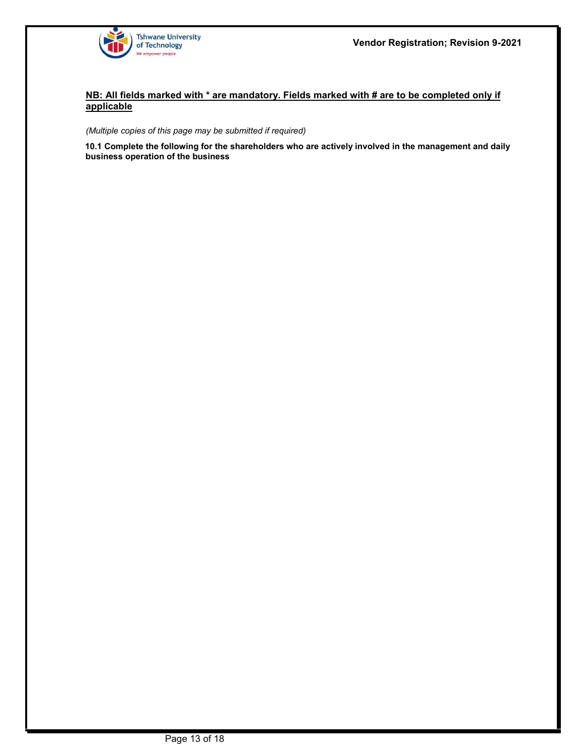**NB: All fields marked with * are mandatory. Fields marked with # are to be completed only if applicable**

*(Multiple copies of this page may be submitted if required)*

**10.1 Complete the following for the shareholders who are actively involved in the management and daily business operation of the business**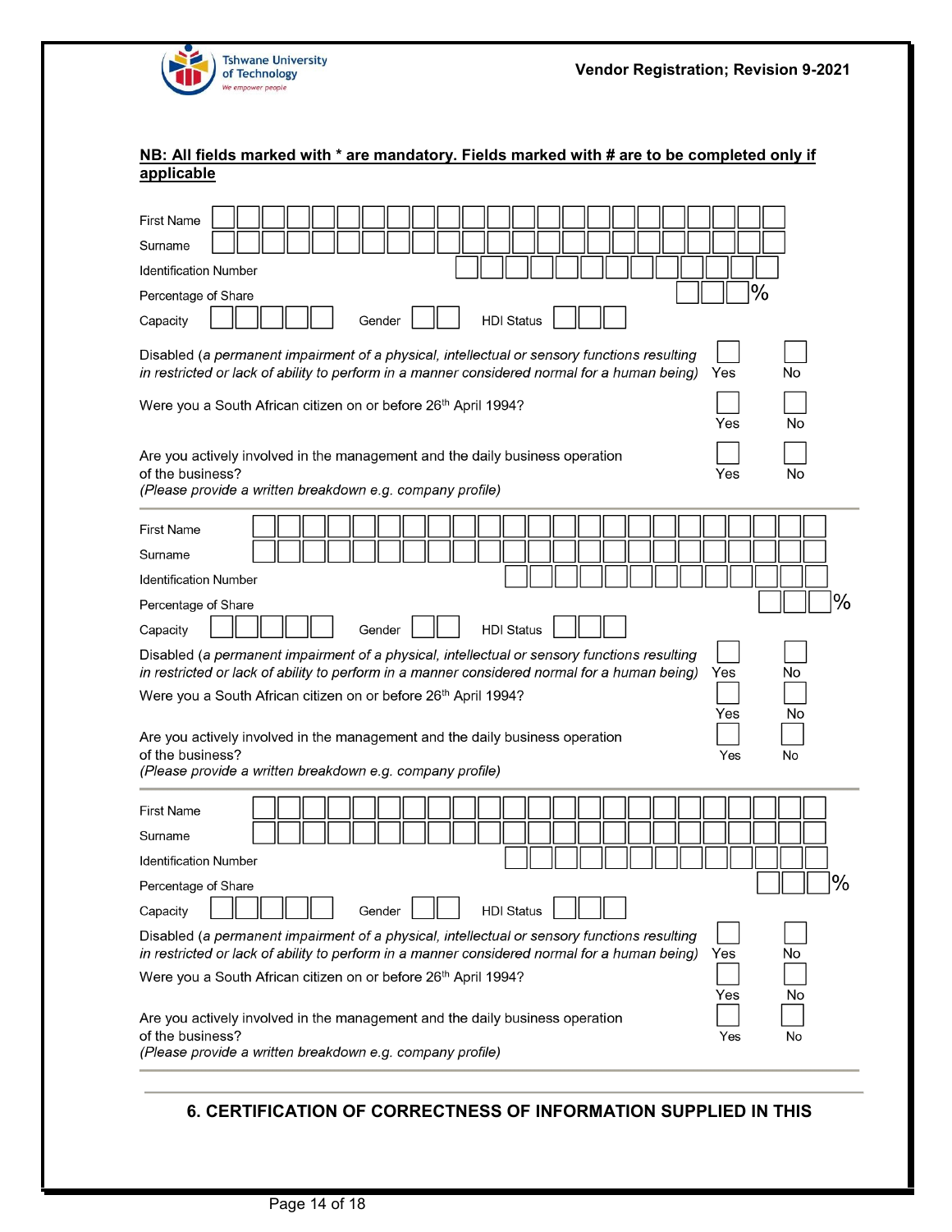**NB: All fields marked with * are mandatory. Fields marked with # are to be completed only if applicable**

First Name

Surname

Identification Number

Percentage of Share %

Capacity &nbsp;&nbsp;&nbsp; Gender &nbsp;&nbsp;&nbsp; HDI Status

Disabled (*a permanent impairment of a physical, intellectual or sensory functions resulting in restricted or lack of ability to perform in a manner considered normal for a human being)* &nbsp;&nbsp; Yes &nbsp;&nbsp; No

Were you a South African citizen on or before 26th April 1994? &nbsp;&nbsp; Yes &nbsp;&nbsp; No

Are you actively involved in the management and the daily business operation of the business? &nbsp;&nbsp; Yes &nbsp;&nbsp; No
*(Please provide a written breakdown e.g. company profile)*

---

First Name

Surname

Identification Number

Percentage of Share %

Capacity &nbsp;&nbsp;&nbsp; Gender &nbsp;&nbsp;&nbsp; HDI Status

Disabled (*a permanent impairment of a physical, intellectual or sensory functions resulting in restricted or lack of ability to perform in a manner considered normal for a human being)* &nbsp;&nbsp; Yes &nbsp;&nbsp; No

Were you a South African citizen on or before 26th April 1994? &nbsp;&nbsp; Yes &nbsp;&nbsp; No

Are you actively involved in the management and the daily business operation of the business? &nbsp;&nbsp; Yes &nbsp;&nbsp; No
*(Please provide a written breakdown e.g. company profile)*

---

First Name

Surname

Identification Number

Percentage of Share %

Capacity &nbsp;&nbsp;&nbsp; Gender &nbsp;&nbsp;&nbsp; HDI Status

Disabled (*a permanent impairment of a physical, intellectual or sensory functions resulting in restricted or lack of ability to perform in a manner considered normal for a human being)* &nbsp;&nbsp; Yes &nbsp;&nbsp; No

Were you a South African citizen on or before 26th April 1994? &nbsp;&nbsp; Yes &nbsp;&nbsp; No

Are you actively involved in the management and the daily business operation of the business? &nbsp;&nbsp; Yes &nbsp;&nbsp; No
*(Please provide a written breakdown e.g. company profile)*

---

## 6. CERTIFICATION OF CORRECTNESS OF INFORMATION SUPPLIED IN THIS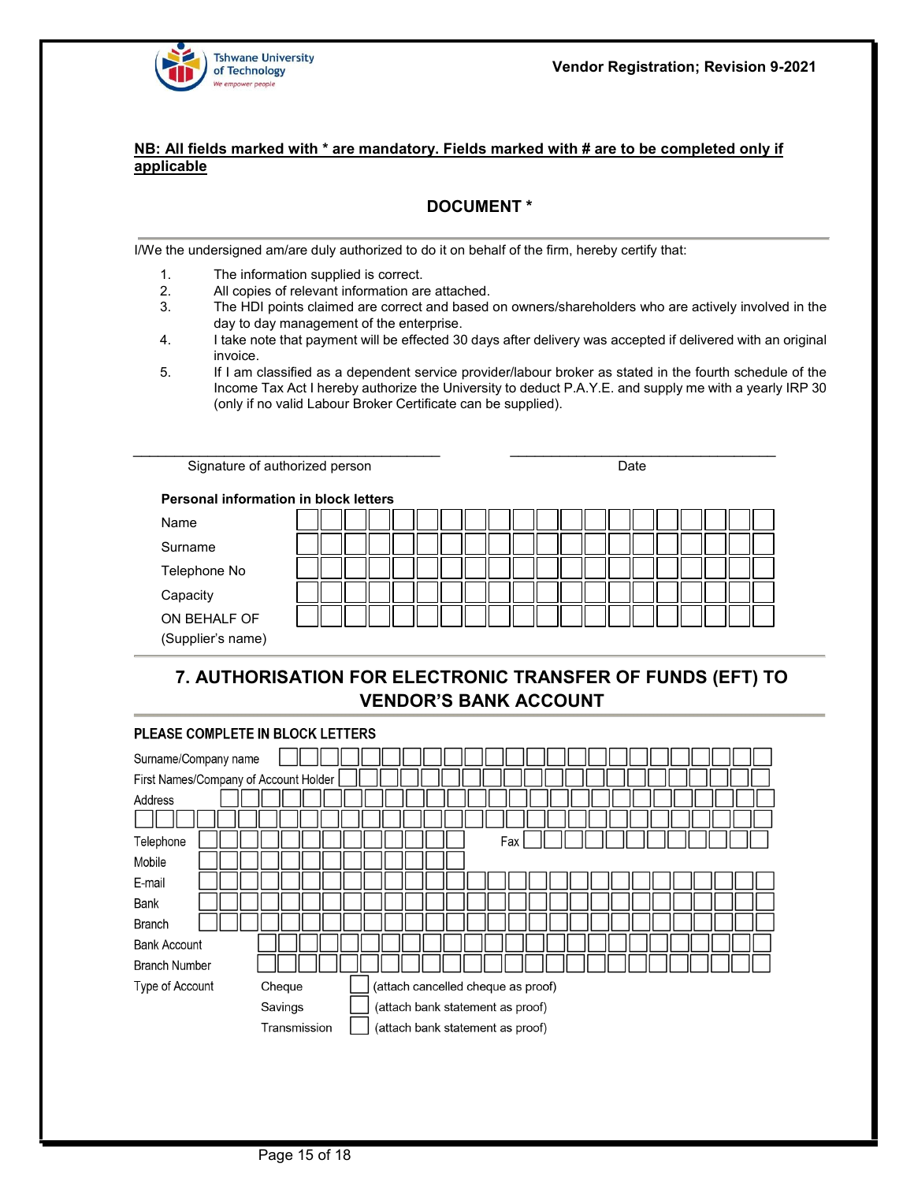**NB: All fields marked with * are mandatory. Fields marked with # are to be completed only if applicable**

## DOCUMENT *

I/We the undersigned am/are duly authorized to do it on behalf of the firm, hereby certify that:

1. The information supplied is correct.
2. All copies of relevant information are attached.
3. The HDI points claimed are correct and based on owners/shareholders who are actively involved in the day to day management of the enterprise.
4. I take note that payment will be effected 30 days after delivery was accepted if delivered with an original invoice.
5. If I am classified as a dependent service provider/labour broker as stated in the fourth schedule of the Income Tax Act I hereby authorize the University to deduct P.A.Y.E. and supply me with a yearly IRP 30 (only if no valid Labour Broker Certificate can be supplied).

\_\_\_\_\_\_\_\_\_\_\_\_\_\_\_\_\_\_\_\_\_\_\_\_\_\_\_\_\_\_\_\_\_\_\_\_ Signature of authorized person

\_\_\_\_\_\_\_\_\_\_\_\_\_\_\_\_\_\_\_\_\_\_\_\_\_\_\_\_\_\_\_\_\_\_\_\_ Date

**Personal information in block letters**

| | |
|---|---|
| Name | |
| Surname | |
| Telephone No | |
| Capacity | |
| ON BEHALF OF (Supplier's name) | |

## 7. AUTHORISATION FOR ELECTRONIC TRANSFER OF FUNDS (EFT) TO VENDOR'S BANK ACCOUNT

**PLEASE COMPLETE IN BLOCK LETTERS**

| | |
|---|---|
| Surname/Company name | |
| First Names/Company of Account Holder | |
| Address | |
| | |
| Telephone | Fax |
| Mobile | |
| E-mail | |
| Bank | |
| Branch | |
| Bank Account | |
| Branch Number | |

Type of Account

| | | |
|---|---|---|
| Cheque | ☐ | (attach cancelled cheque as proof) |
| Savings | ☐ | (attach bank statement as proof) |
| Transmission | ☐ | (attach bank statement as proof) |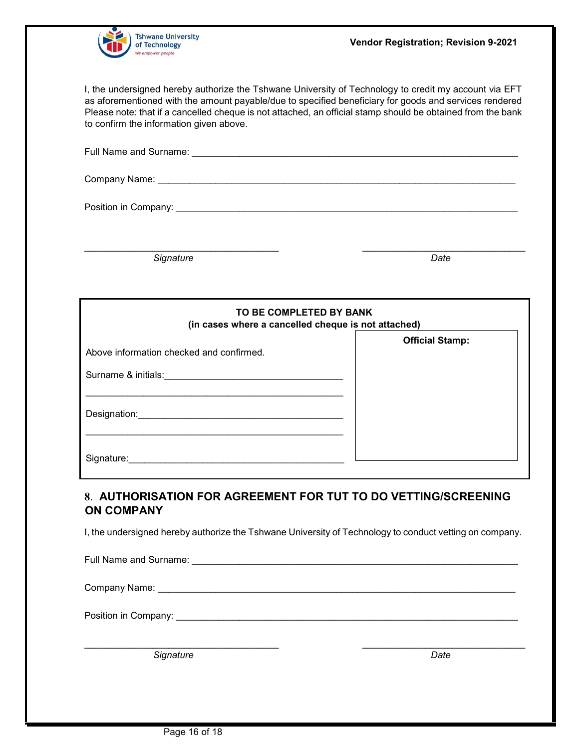I, the undersigned hereby authorize the Tshwane University of Technology to credit my account via EFT as aforementioned with the amount payable/due to specified beneficiary for goods and services rendered Please note: that if a cancelled cheque is not attached, an official stamp should be obtained from the bank to confirm the information given above.

Full Name and Surname: ___________________________________________________________

Company Name: ______________________________________________________________

Position in Company: __________________________________________________________

____________________________________ &nbsp;&nbsp;&nbsp;&nbsp;&nbsp;&nbsp;&nbsp;&nbsp; ______________________________

*Signature* &nbsp;&nbsp;&nbsp;&nbsp;&nbsp;&nbsp;&nbsp;&nbsp;&nbsp;&nbsp;&nbsp;&nbsp;&nbsp;&nbsp;&nbsp;&nbsp;&nbsp;&nbsp;&nbsp;&nbsp;&nbsp;&nbsp;&nbsp;&nbsp;&nbsp;&nbsp;&nbsp;&nbsp;&nbsp;&nbsp;&nbsp;&nbsp;&nbsp;&nbsp;&nbsp;&nbsp;&nbsp;&nbsp;&nbsp;&nbsp; *Date*

| **TO BE COMPLETED BY BANK (in cases where a cancelled cheque is not attached)** | |
|---|---|
| Above information checked and confirmed. | **Official Stamp:** |
| Surname & initials:_________________________________ | |
| _______________________________________________ | |
| Designation:_____________________________________ | |
| _______________________________________________ | |
| Signature:_______________________________________ | |

## 8. AUTHORISATION FOR AGREEMENT FOR TUT TO DO VETTING/SCREENING ON COMPANY

I, the undersigned hereby authorize the Tshwane University of Technology to conduct vetting on company.

Full Name and Surname: ___________________________________________________________

Company Name: ______________________________________________________________

Position in Company: __________________________________________________________

____________________________________ &nbsp;&nbsp;&nbsp;&nbsp;&nbsp;&nbsp;&nbsp;&nbsp; ______________________________

*Signature* &nbsp;&nbsp;&nbsp;&nbsp;&nbsp;&nbsp;&nbsp;&nbsp;&nbsp;&nbsp;&nbsp;&nbsp;&nbsp;&nbsp;&nbsp;&nbsp;&nbsp;&nbsp;&nbsp;&nbsp;&nbsp;&nbsp;&nbsp;&nbsp;&nbsp;&nbsp;&nbsp;&nbsp;&nbsp;&nbsp;&nbsp;&nbsp;&nbsp;&nbsp;&nbsp;&nbsp;&nbsp;&nbsp;&nbsp;&nbsp; *Date*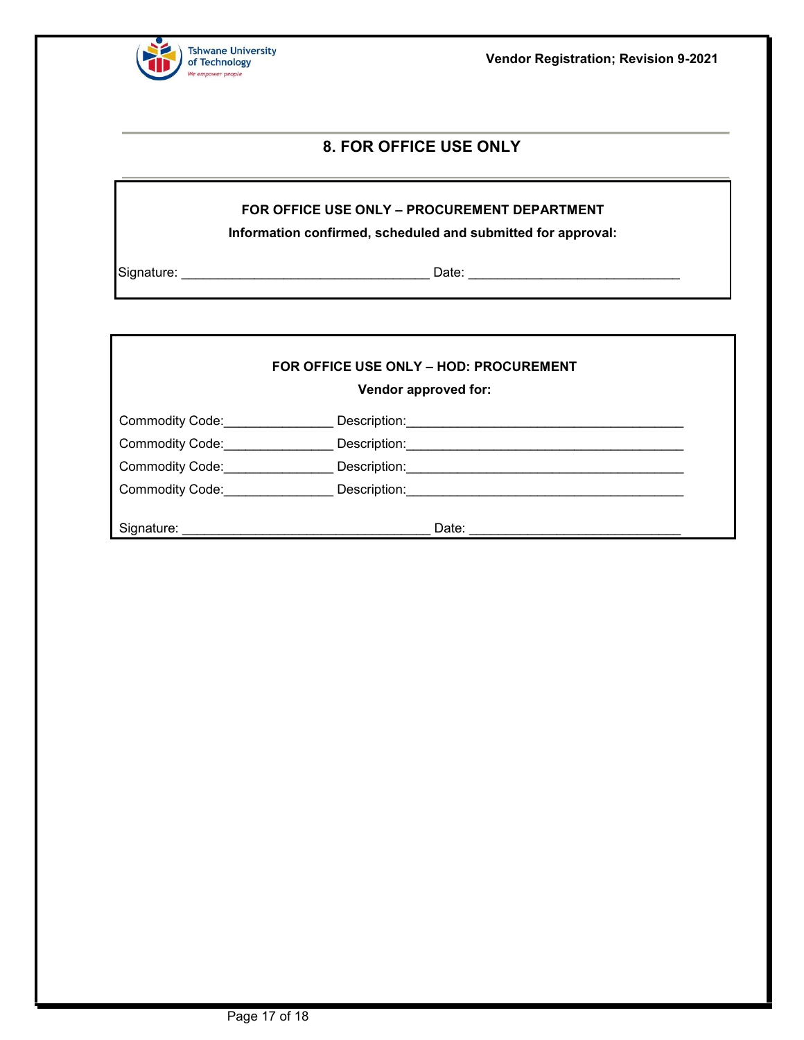## 8. FOR OFFICE USE ONLY

**FOR OFFICE USE ONLY – PROCUREMENT DEPARTMENT**

**Information confirmed, scheduled and submitted for approval:**

Signature: _________________________________ Date: ____________________________

**FOR OFFICE USE ONLY – HOD: PROCUREMENT**

**Vendor approved for:**

Commodity Code:_______________ Description:_____________________________________

Commodity Code:_______________ Description:_____________________________________

Commodity Code:_______________ Description:_____________________________________

Commodity Code:_______________ Description:_____________________________________

Signature: _________________________________ Date: ____________________________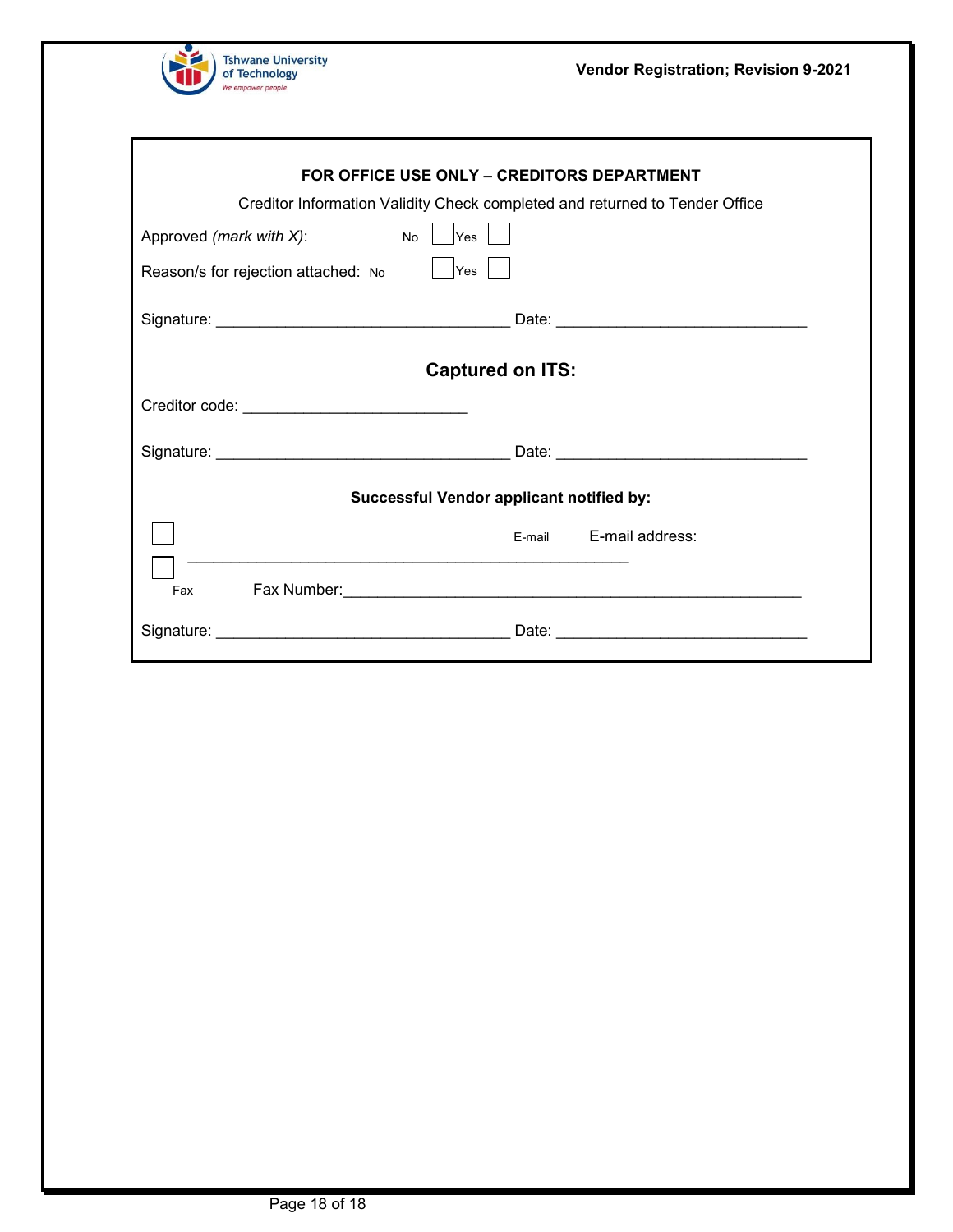**FOR OFFICE USE ONLY – CREDITORS DEPARTMENT**

Creditor Information Validity Check completed and returned to Tender Office

Approved *(mark with X)*: No ☐ Yes ☐

Reason/s for rejection attached: No ☐ Yes ☐

Signature: _________________________________ Date: ____________________________

## Captured on ITS:

Creditor code: _________________________

Signature: _________________________________ Date: ____________________________

**Successful Vendor applicant notified by:**

☐ E-mail E-mail address: __________________________________________________

☐ Fax Fax Number: ___________________________________________________

Signature: _________________________________ Date: ____________________________